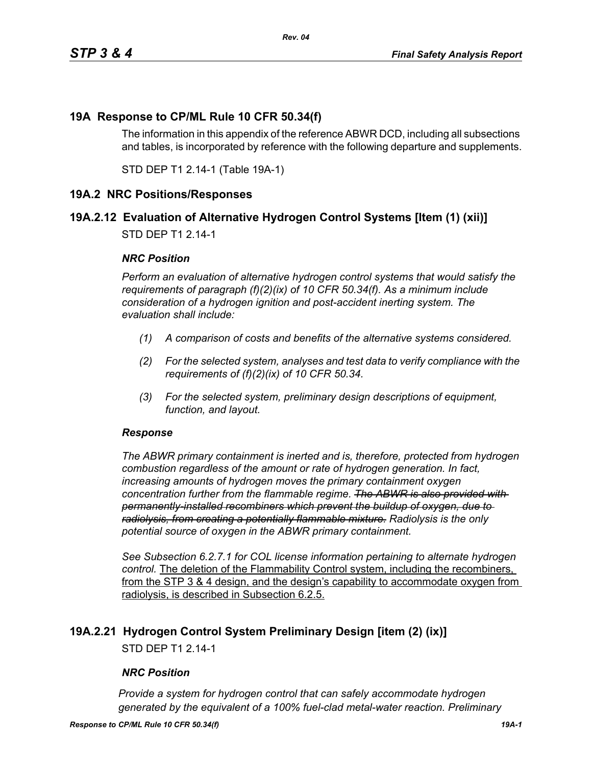# 19A Response to CP/ML Rule 10 CFR 50.34(f)

The information in this appendix of the reference ABWR DCD, including all subsections and tables, is incorporated by reference with the following departure and supplements.

STD DEP T1 2.14-1 (Table 19A-1)

## 19A.2 NRC Positions/Responses

### 19A.2.12 Evaluation of Alternative Hydrogen Control Systems [Item (1) (xii)]

STD DEP T1 2.14-1

***NRC Position***

*Perform an evaluation of alternative hydrogen control systems that would satisfy the requirements of paragraph (f)(2)(ix) of 10 CFR 50.34(f). As a minimum include consideration of a hydrogen ignition and post-accident inerting system. The evaluation shall include:*

*(1) A comparison of costs and benefits of the alternative systems considered.*

*(2) For the selected system, analyses and test data to verify compliance with the requirements of (f)(2)(ix) of 10 CFR 50.34.*

*(3) For the selected system, preliminary design descriptions of equipment, function, and layout.*

***Response***

*The ABWR primary containment is inerted and is, therefore, protected from hydrogen combustion regardless of the amount or rate of hydrogen generation. In fact, increasing amounts of hydrogen moves the primary containment oxygen concentration further from the flammable regime.* ~~*The ABWR is also provided with permanently-installed recombiners which prevent the buildup of oxygen, due to radiolysis, from creating a potentially flammable mixture.*~~ *Radiolysis is the only potential source of oxygen in the ABWR primary containment.*

*See Subsection 6.2.7.1 for COL license information pertaining to alternate hydrogen control.* <u>The deletion of the Flammability Control system, including the recombiners, from the STP 3 & 4 design, and the design's capability to accommodate oxygen from radiolysis, is described in Subsection 6.2.5.</u>

### 19A.2.21 Hydrogen Control System Preliminary Design [item (2) (ix)]

STD DEP T1 2.14-1

***NRC Position***

*Provide a system for hydrogen control that can safely accommodate hydrogen generated by the equivalent of a 100% fuel-clad metal-water reaction. Preliminary*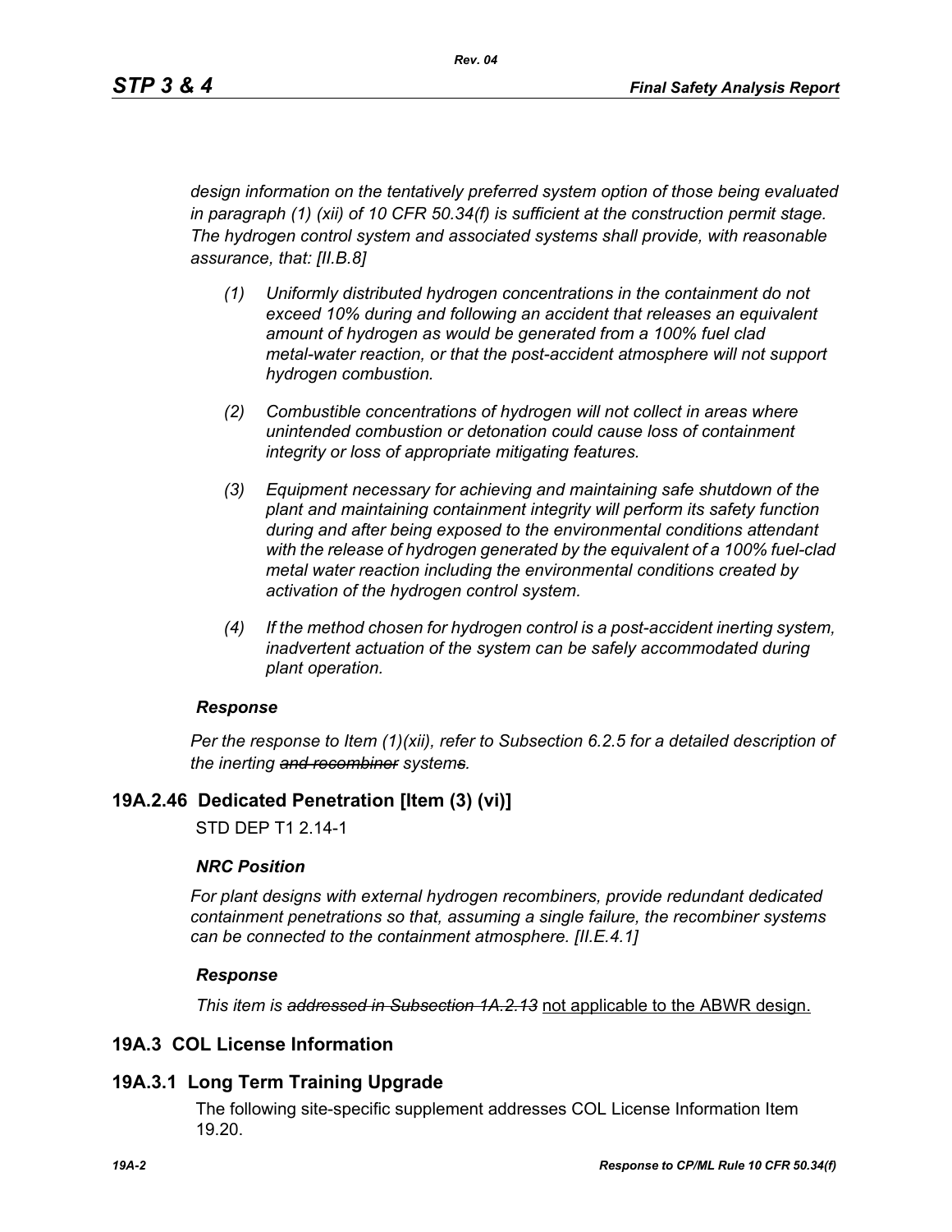*design information on the tentatively preferred system option of those being evaluated in paragraph (1) (xii) of 10 CFR 50.34(f) is sufficient at the construction permit stage. The hydrogen control system and associated systems shall provide, with reasonable assurance, that: [II.B.8]*

*(1) Uniformly distributed hydrogen concentrations in the containment do not exceed 10% during and following an accident that releases an equivalent amount of hydrogen as would be generated from a 100% fuel clad metal-water reaction, or that the post-accident atmosphere will not support hydrogen combustion.*

*(2) Combustible concentrations of hydrogen will not collect in areas where unintended combustion or detonation could cause loss of containment integrity or loss of appropriate mitigating features.*

*(3) Equipment necessary for achieving and maintaining safe shutdown of the plant and maintaining containment integrity will perform its safety function during and after being exposed to the environmental conditions attendant with the release of hydrogen generated by the equivalent of a 100% fuel-clad metal water reaction including the environmental conditions created by activation of the hydrogen control system.*

*(4) If the method chosen for hydrogen control is a post-accident inerting system, inadvertent actuation of the system can be safely accommodated during plant operation.*

***Response***

*Per the response to Item (1)(xii), refer to Subsection 6.2.5 for a detailed description of the inerting ~~and recombiner~~ systems.*

## 19A.2.46 Dedicated Penetration [Item (3) (vi)]

STD DEP T1 2.14-1

***NRC Position***

*For plant designs with external hydrogen recombiners, provide redundant dedicated containment penetrations so that, assuming a single failure, the recombiner systems can be connected to the containment atmosphere. [II.E.4.1]*

***Response***

*This item is ~~addressed in Subsection 1A.2.13~~* <u>not applicable to the ABWR design.</u>

## 19A.3 COL License Information

## 19A.3.1 Long Term Training Upgrade

The following site-specific supplement addresses COL License Information Item 19.20.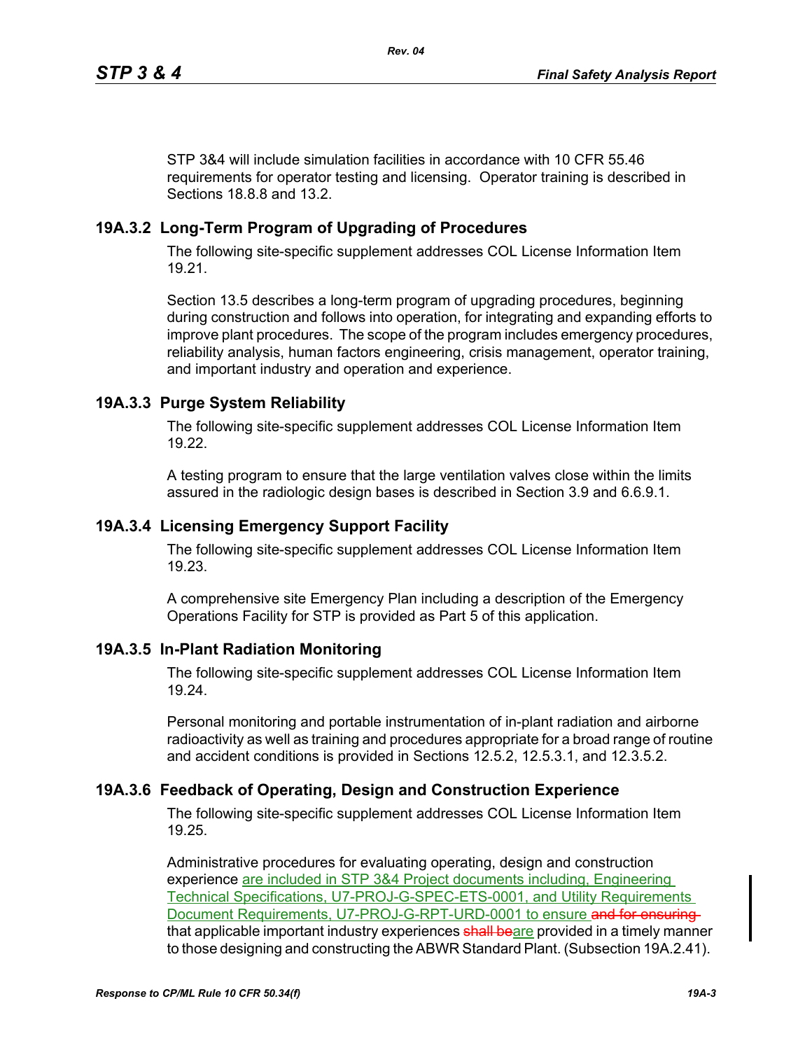STP 3&4 will include simulation facilities in accordance with 10 CFR 55.46 requirements for operator testing and licensing. Operator training is described in Sections 18.8.8 and 13.2.

## 19A.3.2 Long-Term Program of Upgrading of Procedures

The following site-specific supplement addresses COL License Information Item 19.21.

Section 13.5 describes a long-term program of upgrading procedures, beginning during construction and follows into operation, for integrating and expanding efforts to improve plant procedures. The scope of the program includes emergency procedures, reliability analysis, human factors engineering, crisis management, operator training, and important industry and operation and experience.

## 19A.3.3 Purge System Reliability

The following site-specific supplement addresses COL License Information Item 19.22.

A testing program to ensure that the large ventilation valves close within the limits assured in the radiologic design bases is described in Section 3.9 and 6.6.9.1.

## 19A.3.4 Licensing Emergency Support Facility

The following site-specific supplement addresses COL License Information Item 19.23.

A comprehensive site Emergency Plan including a description of the Emergency Operations Facility for STP is provided as Part 5 of this application.

## 19A.3.5 In-Plant Radiation Monitoring

The following site-specific supplement addresses COL License Information Item 19.24.

Personal monitoring and portable instrumentation of in-plant radiation and airborne radioactivity as well as training and procedures appropriate for a broad range of routine and accident conditions is provided in Sections 12.5.2, 12.5.3.1, and 12.3.5.2.

## 19A.3.6 Feedback of Operating, Design and Construction Experience

The following site-specific supplement addresses COL License Information Item 19.25.

Administrative procedures for evaluating operating, design and construction experience are included in STP 3&4 Project documents including, Engineering Technical Specifications, U7-PROJ-G-SPEC-ETS-0001, and Utility Requirements Document Requirements, U7-PROJ-G-RPT-URD-0001 to ensure ~~and for ensuring~~ that applicable important industry experiences ~~shall be~~are provided in a timely manner to those designing and constructing the ABWR Standard Plant. (Subsection 19A.2.41).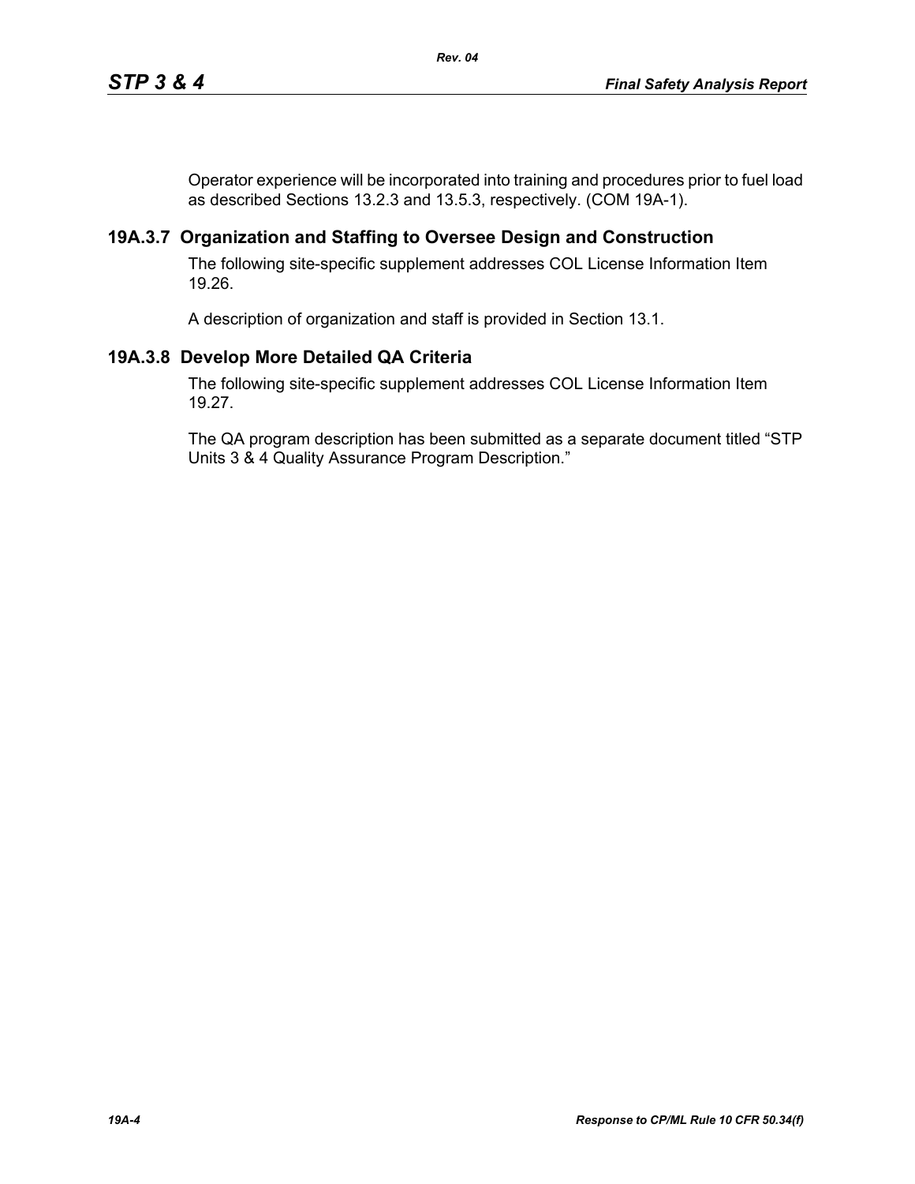Operator experience will be incorporated into training and procedures prior to fuel load as described Sections 13.2.3 and 13.5.3, respectively. (COM 19A-1).

### 19A.3.7 Organization and Staffing to Oversee Design and Construction

The following site-specific supplement addresses COL License Information Item 19.26.

A description of organization and staff is provided in Section 13.1.

### 19A.3.8 Develop More Detailed QA Criteria

The following site-specific supplement addresses COL License Information Item 19.27.

The QA program description has been submitted as a separate document titled "STP Units 3 & 4 Quality Assurance Program Description."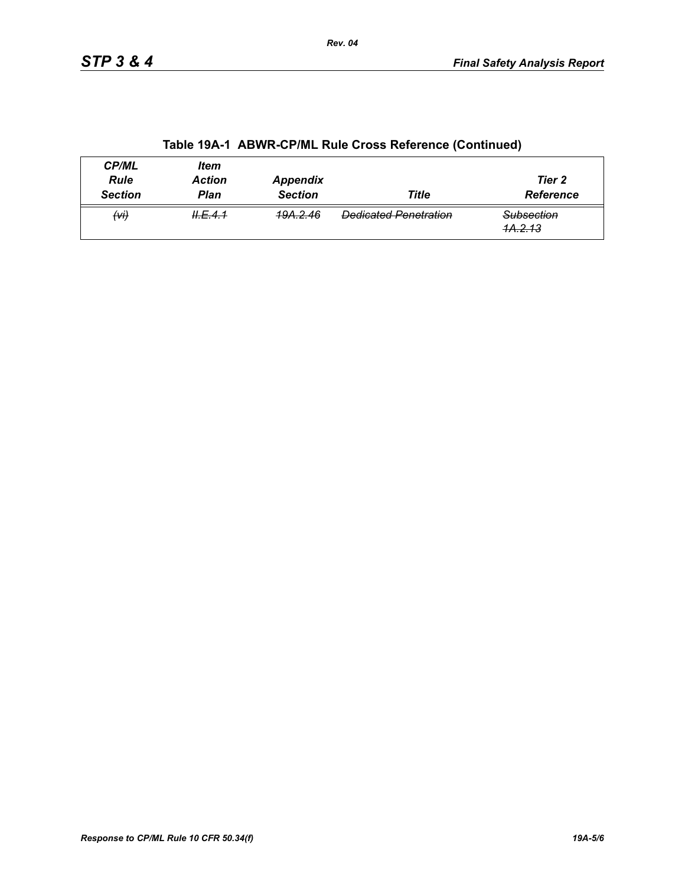**Table 19A-1 ABWR-CP/ML Rule Cross Reference (Continued)**

| CP/ML Rule Section | Item Action Plan | Appendix Section | Title | Tier 2 Reference |
|---|---|---|---|---|
| ~~(vi)~~ | ~~II.E.4.1~~ | ~~19A.2.46~~ | ~~Dedicated Penetration~~ | ~~Subsection 1A.2.13~~ |